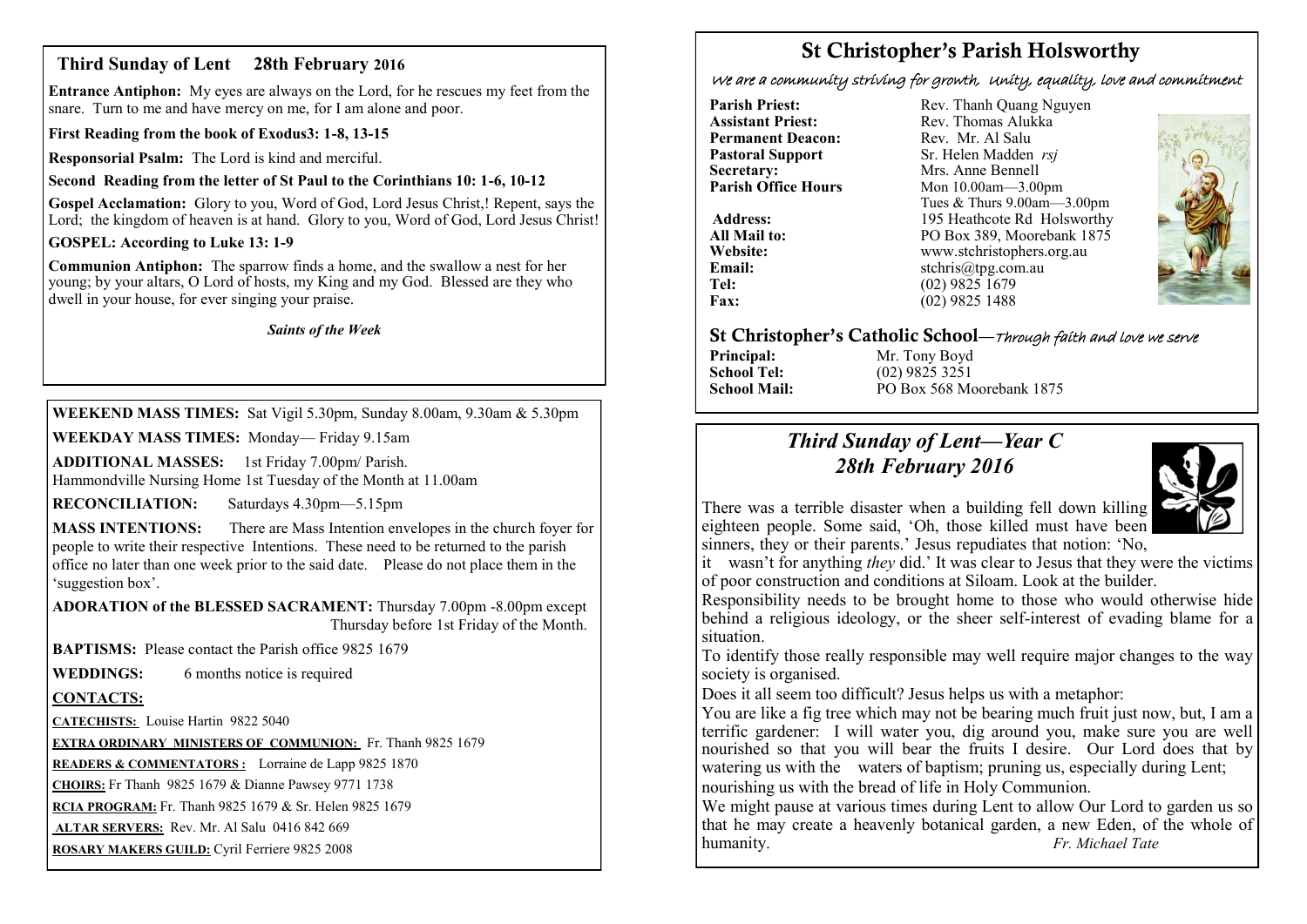## Third Sunday of Lent 28th February 2016

**Entrance Antiphon:** My eyes are always on the Lord, for he rescues my feet from the snare. Turn to me and have mercy on me, for I am alone and poor.

**First Reading from the book of Exodus3: 1-8, 13-15**

**Responsorial Psalm:** The Lord is kind and merciful.

**Second Reading from the letter of St Paul to the Corinthians 10: 1-6, 10-12**

**Gospel Acclamation:** Glory to you, Word of God, Lord Jesus Christ,! Repent, says the Lord; the kingdom of heaven is at hand. Glory to you, Word of God, Lord Jesus Christ!

**GOSPEL: According to Luke 13: 1-9**

**Communion Antiphon:** The sparrow finds a home, and the swallow a nest for her young; by your altars, O Lord of hosts, my King and my God. Blessed are they who dwell in your house, for ever singing your praise.

***Saints of the Week***

**WEEKEND MASS TIMES:** Sat Vigil 5.30pm, Sunday 8.00am, 9.30am & 5.30pm

**WEEKDAY MASS TIMES:** Monday— Friday 9.15am

**ADDITIONAL MASSES:** 1st Friday 7.00pm/ Parish.
Hammondville Nursing Home 1st Tuesday of the Month at 11.00am

**RECONCILIATION:** Saturdays 4.30pm—5.15pm

**MASS INTENTIONS:** There are Mass Intention envelopes in the church foyer for people to write their respective Intentions. These need to be returned to the parish office no later than one week prior to the said date. Please do not place them in the 'suggestion box'.

**ADORATION of the BLESSED SACRAMENT:** Thursday 7.00pm -8.00pm except Thursday before 1st Friday of the Month.

**BAPTISMS:** Please contact the Parish office 9825 1679

**WEDDINGS:** 6 months notice is required

**CONTACTS:**

**CATECHISTS:** Louise Hartin 9822 5040

**EXTRA ORDINARY MINISTERS OF COMMUNION:** Fr. Thanh 9825 1679

**READERS & COMMENTATORS :** Lorraine de Lapp 9825 1870

**CHOIRS:** Fr Thanh 9825 1679 & Dianne Pawsey 9771 1738

**RCIA PROGRAM:** Fr. Thanh 9825 1679 & Sr. Helen 9825 1679

**ALTAR SERVERS:** Rev. Mr. Al Salu 0416 842 669

**ROSARY MAKERS GUILD:** Cyril Ferriere 9825 2008

# St Christopher's Parish Holsworthy

*We are a community striving for growth, Unity, equality, love and commitment*

**Parish Priest:** Rev. Thanh Quang Nguyen
**Assistant Priest:** Rev. Thomas Alukka
**Permanent Deacon:** Rev. Mr. Al Salu
**Pastoral Support** Sr. Helen Madden *rsj*
**Secretary:** Mrs. Anne Bennell
**Parish Office Hours** Mon 10.00am—3.00pm
Tues & Thurs 9.00am—3.00pm
**Address:** 195 Heathcote Rd Holsworthy
**All Mail to:** PO Box 389, Moorebank 1875
**Website:** www.stchristophers.org.au
**Email:** stchris@tpg.com.au
**Tel:** (02) 9825 1679
**Fax:** (02) 9825 1488

## St Christopher's Catholic School—*Through faith and love we serve*

**Principal:** Mr. Tony Boyd
**School Tel:** (02) 9825 3251
**School Mail:** PO Box 568 Moorebank 1875

## *Third Sunday of Lent—Year C*
## *28th February 2016*

There was a terrible disaster when a building fell down killing eighteen people. Some said, 'Oh, those killed must have been sinners, they or their parents.' Jesus repudiates that notion: 'No, it wasn't for anything *they* did.' It was clear to Jesus that they were the victims of poor construction and conditions at Siloam. Look at the builder.

Responsibility needs to be brought home to those who would otherwise hide behind a religious ideology, or the sheer self-interest of evading blame for a situation.

To identify those really responsible may well require major changes to the way society is organised.

Does it all seem too difficult? Jesus helps us with a metaphor:

You are like a fig tree which may not be bearing much fruit just now, but, I am a terrific gardener: I will water you, dig around you, make sure you are well nourished so that you will bear the fruits I desire. Our Lord does that by watering us with the waters of baptism; pruning us, especially during Lent; nourishing us with the bread of life in Holy Communion.

We might pause at various times during Lent to allow Our Lord to garden us so that he may create a heavenly botanical garden, a new Eden, of the whole of humanity. *Fr. Michael Tate*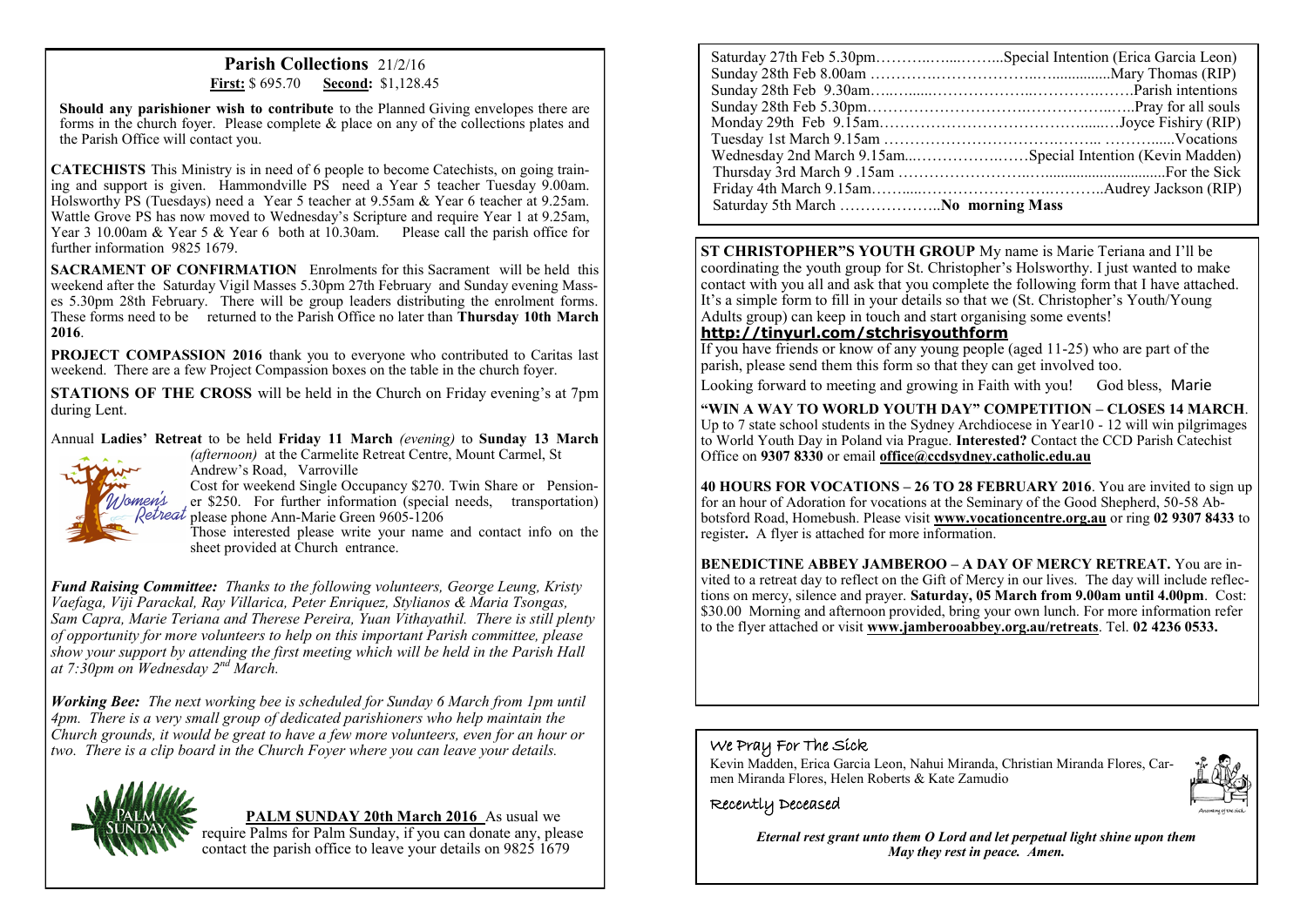## Parish Collections 21/2/16

**First:** $ 695.70 **Second:** $1,128.45

**Should any parishioner wish to contribute** to the Planned Giving envelopes there are forms in the church foyer. Please complete & place on any of the collections plates and the Parish Office will contact you.

**CATECHISTS** This Ministry is in need of 6 people to become Catechists, on going training and support is given. Hammondville PS need a Year 5 teacher Tuesday 9.00am. Holsworthy PS (Tuesdays) need a Year 5 teacher at 9.55am & Year 6 teacher at 9.25am. Wattle Grove PS has now moved to Wednesday's Scripture and require Year 1 at 9.25am, Year 3 10.00am & Year 5 & Year 6 both at 10.30am. Please call the parish office for further information 9825 1679.

**SACRAMENT OF CONFIRMATION** Enrolments for this Sacrament will be held this weekend after the Saturday Vigil Masses 5.30pm 27th February and Sunday evening Masses 5.30pm 28th February. There will be group leaders distributing the enrolment forms. These forms need to be returned to the Parish Office no later than **Thursday 10th March 2016**.

**PROJECT COMPASSION 2016** thank you to everyone who contributed to Caritas last weekend. There are a few Project Compassion boxes on the table in the church foyer.

**STATIONS OF THE CROSS** will be held in the Church on Friday evening's at 7pm during Lent.

Annual **Ladies' Retreat** to be held **Friday 11 March** *(evening)* to **Sunday 13 March** *(afternoon)* at the Carmelite Retreat Centre, Mount Carmel, St Andrew's Road, Varroville

Cost for weekend Single Occupancy $270. Twin Share or Pensioner $250. For further information (special needs, transportation) please phone Ann-Marie Green 9605-1206

Those interested please write your name and contact info on the sheet provided at Church entrance.

*Fund Raising Committee: Thanks to the following volunteers, George Leung, Kristy Vaefaga, Viji Parackal, Ray Villarica, Peter Enriquez, Stylianos & Maria Tsongas, Sam Capra, Marie Teriana and Therese Pereira, Yuan Vithayathil. There is still plenty of opportunity for more volunteers to help on this important Parish committee, please show your support by attending the first meeting which will be held in the Parish Hall at 7:30pm on Wednesday 2nd March.*

*Working Bee: The next working bee is scheduled for Sunday 6 March from 1pm until 4pm. There is a very small group of dedicated parishioners who help maintain the Church grounds, it would be great to have a few more volunteers, even for an hour or two. There is a clip board in the Church Foyer where you can leave your details.*

**PALM SUNDAY 20th March 2016** As usual we require Palms for Palm Sunday, if you can donate any, please contact the parish office to leave your details on 9825 1679

Saturday 27th Feb 5.30pm……………………Special Intention (Erica Garcia Leon)
Sunday 28th Feb 8.00am ……………………………Mary Thomas (RIP)
Sunday 28th Feb 9.30am……………………………Parish intentions
Sunday 28th Feb 5.30pm……………………………Pray for all souls
Monday 29th Feb 9.15am……………………………Joyce Fishiry (RIP)
Tuesday 1st March 9.15am ……………………………Vocations
Wednesday 2nd March 9.15am……………………Special Intention (Kevin Madden)
Thursday 3rd March 9 .15am ……………………………For the Sick
Friday 4th March 9.15am……………………………Audrey Jackson (RIP)
Saturday 5th March ………………**No morning Mass**

**ST CHRISTOPHER"S YOUTH GROUP** My name is Marie Teriana and I'll be coordinating the youth group for St. Christopher's Holsworthy. I just wanted to make contact with you all and ask that you complete the following form that I have attached. It's a simple form to fill in your details so that we (St. Christopher's Youth/Young Adults group) can keep in touch and start organising some events!

**http://tinyurl.com/stchrisyouthform**

If you have friends or know of any young people (aged 11-25) who are part of the parish, please send them this form so that they can get involved too.

Looking forward to meeting and growing in Faith with you! God bless, Marie

**"WIN A WAY TO WORLD YOUTH DAY" COMPETITION – CLOSES 14 MARCH**. Up to 7 state school students in the Sydney Archdiocese in Year10 - 12 will win pilgrimages to World Youth Day in Poland via Prague. **Interested?** Contact the CCD Parish Catechist Office on **9307 8330** or email **office@ccdsydney.catholic.edu.au**

**40 HOURS FOR VOCATIONS – 26 TO 28 FEBRUARY 2016**. You are invited to sign up for an hour of Adoration for vocations at the Seminary of the Good Shepherd, 50-58 Abbotsford Road, Homebush. Please visit **www.vocationcentre.org.au** or ring **02 9307 8433** to register**.** A flyer is attached for more information.

**BENEDICTINE ABBEY JAMBEROO – A DAY OF MERCY RETREAT.** You are invited to a retreat day to reflect on the Gift of Mercy in our lives. The day will include reflections on mercy, silence and prayer. **Saturday, 05 March from 9.00am until 4.00pm**. Cost: $30.00 Morning and afternoon provided, bring your own lunch. For more information refer to the flyer attached or visit **www.jamberooabbey.org.au/retreats**. Tel. **02 4236 0533.**

### We Pray For The Sick

Kevin Madden, Erica Garcia Leon, Nahui Miranda, Christian Miranda Flores, Carmen Miranda Flores, Helen Roberts & Kate Zamudio

### Recently Deceased

***Eternal rest grant unto them O Lord and let perpetual light shine upon them May they rest in peace. Amen.***